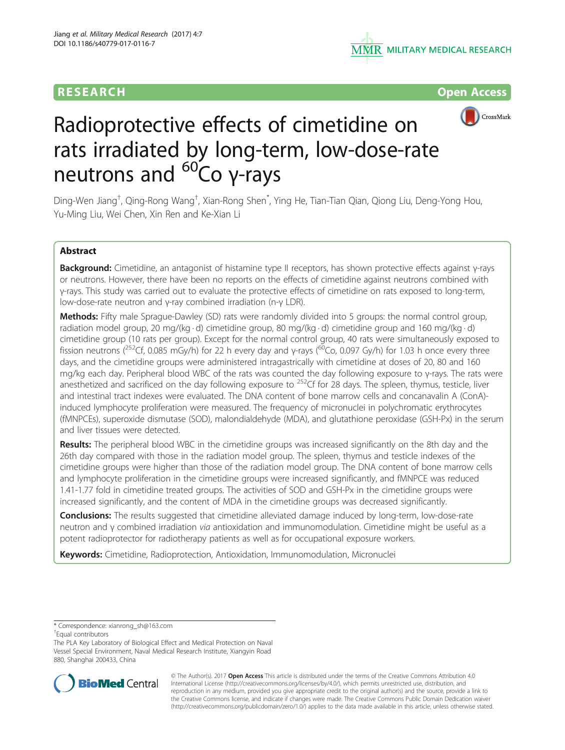RESEARCH

Open Access

# Radioprotective effects of cimetidine on rats irradiated by long-term, low-dose-rate neutrons and $^{60}$Co γ-rays

Ding-Wen Jiang[†], Qing-Rong Wang[†], Xian-Rong Shen[*], Ying He, Tian-Tian Qian, Qiong Liu, Deng-Yong Hou, Yu-Ming Liu, Wei Chen, Xin Ren and Ke-Xian Li

## Abstract

**Background:** Cimetidine, an antagonist of histamine type II receptors, has shown protective effects against γ-rays or neutrons. However, there have been no reports on the effects of cimetidine against neutrons combined with γ-rays. This study was carried out to evaluate the protective effects of cimetidine on rats exposed to long-term, low-dose-rate neutron and γ-ray combined irradiation (n-γ LDR).

**Methods:** Fifty male Sprague-Dawley (SD) rats were randomly divided into 5 groups: the normal control group, radiation model group, 20 mg/(kg · d) cimetidine group, 80 mg/(kg · d) cimetidine group and 160 mg/(kg · d) cimetidine group (10 rats per group). Except for the normal control group, 40 rats were simultaneously exposed to fission neutrons ($^{252}$Cf, 0.085 mGy/h) for 22 h every day and γ-rays ($^{60}$Co, 0.097 Gy/h) for 1.03 h once every three days, and the cimetidine groups were administered intragastrically with cimetidine at doses of 20, 80 and 160 mg/kg each day. Peripheral blood WBC of the rats was counted the day following exposure to γ-rays. The rats were anesthetized and sacrificed on the day following exposure to $^{252}$Cf for 28 days. The spleen, thymus, testicle, liver and intestinal tract indexes were evaluated. The DNA content of bone marrow cells and concanavalin A (ConA)-induced lymphocyte proliferation were measured. The frequency of micronuclei in polychromatic erythrocytes (fMNPCEs), superoxide dismutase (SOD), malondialdehyde (MDA), and glutathione peroxidase (GSH-Px) in the serum and liver tissues were detected.

**Results:** The peripheral blood WBC in the cimetidine groups was increased significantly on the 8th day and the 26th day compared with those in the radiation model group. The spleen, thymus and testicle indexes of the cimetidine groups were higher than those of the radiation model group. The DNA content of bone marrow cells and lymphocyte proliferation in the cimetidine groups were increased significantly, and fMNPCE was reduced 1.41-1.77 fold in cimetidine treated groups. The activities of SOD and GSH-Px in the cimetidine groups were increased significantly, and the content of MDA in the cimetidine groups was decreased significantly.

**Conclusions:** The results suggested that cimetidine alleviated damage induced by long-term, low-dose-rate neutron and γ combined irradiation *via* antioxidation and immunomodulation. Cimetidine might be useful as a potent radioprotector for radiotherapy patients as well as for occupational exposure workers.

**Keywords:** Cimetidine, Radioprotection, Antioxidation, Immunomodulation, Micronuclei

* Correspondence: xianrong_sh@163.com
[†]Equal contributors
The PLA Key Laboratory of Biological Effect and Medical Protection on Naval Vessel Special Environment, Naval Medical Research Institute, Xiangyin Road 880, Shanghai 200433, China

© The Author(s). 2017 **Open Access** This article is distributed under the terms of the Creative Commons Attribution 4.0 International License (http://creativecommons.org/licenses/by/4.0/), which permits unrestricted use, distribution, and reproduction in any medium, provided you give appropriate credit to the original author(s) and the source, provide a link to the Creative Commons license, and indicate if changes were made. The Creative Commons Public Domain Dedication waiver (http://creativecommons.org/publicdomain/zero/1.0/) applies to the data made available in this article, unless otherwise stated.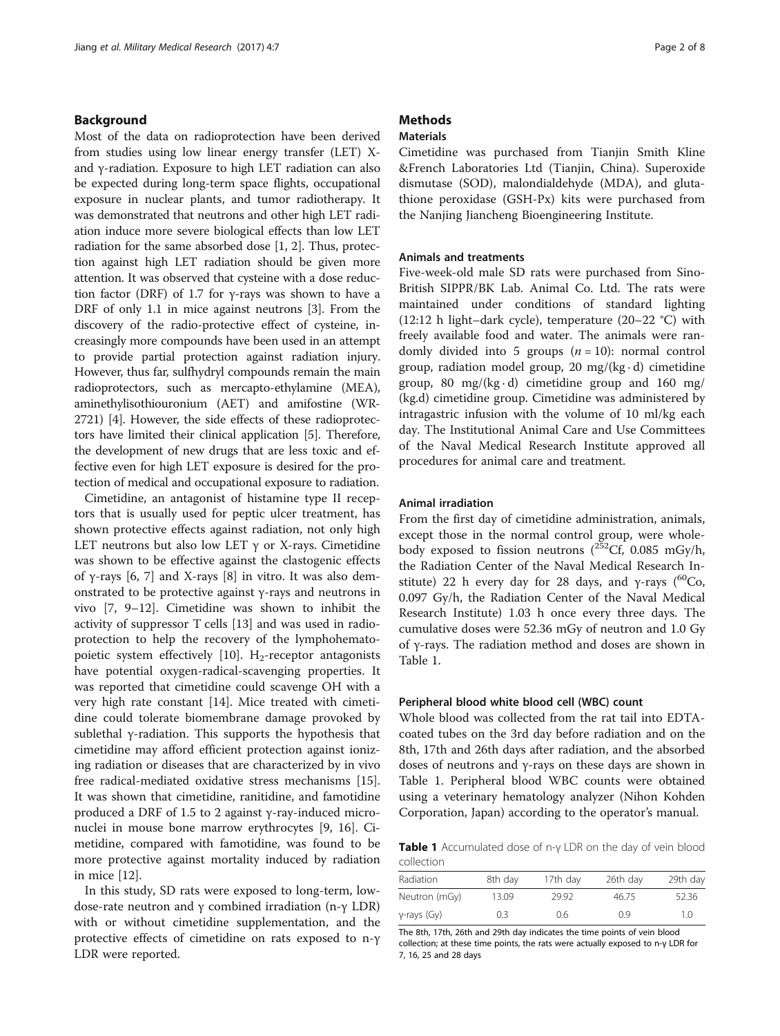## Background

Most of the data on radioprotection have been derived from studies using low linear energy transfer (LET) X- and γ-radiation. Exposure to high LET radiation can also be expected during long-term space flights, occupational exposure in nuclear plants, and tumor radiotherapy. It was demonstrated that neutrons and other high LET radiation induce more severe biological effects than low LET radiation for the same absorbed dose [1, 2]. Thus, protection against high LET radiation should be given more attention. It was observed that cysteine with a dose reduction factor (DRF) of 1.7 for γ-rays was shown to have a DRF of only 1.1 in mice against neutrons [3]. From the discovery of the radio-protective effect of cysteine, increasingly more compounds have been used in an attempt to provide partial protection against radiation injury. However, thus far, sulfhydryl compounds remain the main radioprotectors, such as mercapto-ethylamine (MEA), aminethylisothiouronium (AET) and amifostine (WR-2721) [4]. However, the side effects of these radioprotectors have limited their clinical application [5]. Therefore, the development of new drugs that are less toxic and effective even for high LET exposure is desired for the protection of medical and occupational exposure to radiation.

Cimetidine, an antagonist of histamine type II receptors that is usually used for peptic ulcer treatment, has shown protective effects against radiation, not only high LET neutrons but also low LET γ or X-rays. Cimetidine was shown to be effective against the clastogenic effects of γ-rays [6, 7] and X-rays [8] in vitro. It was also demonstrated to be protective against γ-rays and neutrons in vivo [7, 9–12]. Cimetidine was shown to inhibit the activity of suppressor T cells [13] and was used in radioprotection to help the recovery of the lymphohematopoietic system effectively [10]. $H_2$-receptor antagonists have potential oxygen-radical-scavenging properties. It was reported that cimetidine could scavenge OH with a very high rate constant [14]. Mice treated with cimetidine could tolerate biomembrane damage provoked by sublethal γ-radiation. This supports the hypothesis that cimetidine may afford efficient protection against ionizing radiation or diseases that are characterized by in vivo free radical-mediated oxidative stress mechanisms [15]. It was shown that cimetidine, ranitidine, and famotidine produced a DRF of 1.5 to 2 against γ-ray-induced micronuclei in mouse bone marrow erythrocytes [9, 16]. Cimetidine, compared with famotidine, was found to be more protective against mortality induced by radiation in mice [12].

In this study, SD rats were exposed to long-term, low-dose-rate neutron and γ combined irradiation (n-γ LDR) with or without cimetidine supplementation, and the protective effects of cimetidine on rats exposed to n-γ LDR were reported.

## Methods

### Materials

Cimetidine was purchased from Tianjin Smith Kline &French Laboratories Ltd (Tianjin, China). Superoxide dismutase (SOD), malondialdehyde (MDA), and glutathione peroxidase (GSH-Px) kits were purchased from the Nanjing Jiancheng Bioengineering Institute.

### Animals and treatments

Five-week-old male SD rats were purchased from Sino-British SIPPR/BK Lab. Animal Co. Ltd. The rats were maintained under conditions of standard lighting (12:12 h light–dark cycle), temperature (20–22 °C) with freely available food and water. The animals were randomly divided into 5 groups ($n = 10$): normal control group, radiation model group, 20 mg/(kg · d) cimetidine group, 80 mg/(kg · d) cimetidine group and 160 mg/(kg.d) cimetidine group. Cimetidine was administered by intragastric infusion with the volume of 10 ml/kg each day. The Institutional Animal Care and Use Committees of the Naval Medical Research Institute approved all procedures for animal care and treatment.

### Animal irradiation

From the first day of cimetidine administration, animals, except those in the normal control group, were whole-body exposed to fission neutrons ($^{252}$Cf, 0.085 mGy/h, the Radiation Center of the Naval Medical Research Institute) 22 h every day for 28 days, and γ-rays ($^{60}$Co, 0.097 Gy/h, the Radiation Center of the Naval Medical Research Institute) 1.03 h once every three days. The cumulative doses were 52.36 mGy of neutron and 1.0 Gy of γ-rays. The radiation method and doses are shown in Table 1.

### Peripheral blood white blood cell (WBC) count

Whole blood was collected from the rat tail into EDTA-coated tubes on the 3rd day before radiation and on the 8th, 17th and 26th days after radiation, and the absorbed doses of neutrons and γ-rays on these days are shown in Table 1. Peripheral blood WBC counts were obtained using a veterinary hematology analyzer (Nihon Kohden Corporation, Japan) according to the operator's manual.

**Table 1** Accumulated dose of n-γ LDR on the day of vein blood collection

| Radiation | 8th day | 17th day | 26th day | 29th day |
|---|---|---|---|---|
| Neutron (mGy) | 13.09 | 29.92 | 46.75 | 52.36 |
| γ-rays (Gy) | 0.3 | 0.6 | 0.9 | 1.0 |

The 8th, 17th, 26th and 29th day indicates the time points of vein blood collection; at these time points, the rats were actually exposed to n-γ LDR for 7, 16, 25 and 28 days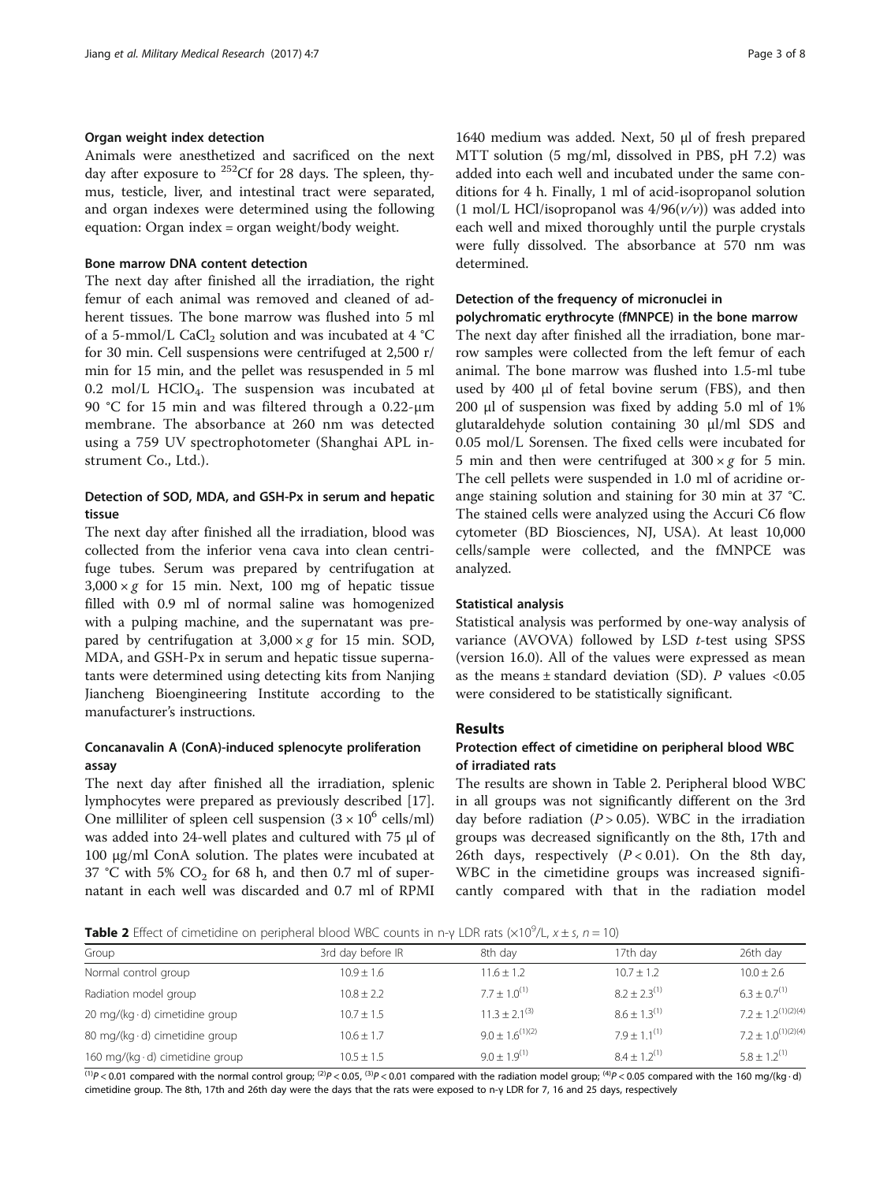### Organ weight index detection

Animals were anesthetized and sacrificed on the next day after exposure to $^{252}$Cf for 28 days. The spleen, thymus, testicle, liver, and intestinal tract were separated, and organ indexes were determined using the following equation: Organ index = organ weight/body weight.

### Bone marrow DNA content detection

The next day after finished all the irradiation, the right femur of each animal was removed and cleaned of adherent tissues. The bone marrow was flushed into 5 ml of a 5-mmol/L $CaCl_2$ solution and was incubated at 4 °C for 30 min. Cell suspensions were centrifuged at 2,500 r/min for 15 min, and the pellet was resuspended in 5 ml 0.2 mol/L $HClO_4$. The suspension was incubated at 90 °C for 15 min and was filtered through a 0.22-μm membrane. The absorbance at 260 nm was detected using a 759 UV spectrophotometer (Shanghai APL instrument Co., Ltd.).

### Detection of SOD, MDA, and GSH-Px in serum and hepatic tissue

The next day after finished all the irradiation, blood was collected from the inferior vena cava into clean centrifuge tubes. Serum was prepared by centrifugation at $3{,}000 \times g$ for 15 min. Next, 100 mg of hepatic tissue filled with 0.9 ml of normal saline was homogenized with a pulping machine, and the supernatant was prepared by centrifugation at $3{,}000 \times g$ for 15 min. SOD, MDA, and GSH-Px in serum and hepatic tissue supernatants were determined using detecting kits from Nanjing Jiancheng Bioengineering Institute according to the manufacturer's instructions.

### Concanavalin A (ConA)-induced splenocyte proliferation assay

The next day after finished all the irradiation, splenic lymphocytes were prepared as previously described [17]. One milliliter of spleen cell suspension ($3 \times 10^6$ cells/ml) was added into 24-well plates and cultured with 75 μl of 100 μg/ml ConA solution. The plates were incubated at 37 °C with 5% $CO_2$ for 68 h, and then 0.7 ml of supernatant in each well was discarded and 0.7 ml of RPMI 1640 medium was added. Next, 50 μl of fresh prepared MTT solution (5 mg/ml, dissolved in PBS, pH 7.2) was added into each well and incubated under the same conditions for 4 h. Finally, 1 ml of acid-isopropanol solution (1 mol/L HCl/isopropanol was $4/96(v/v)$) was added into each well and mixed thoroughly until the purple crystals were fully dissolved. The absorbance at 570 nm was determined.

### Detection of the frequency of micronuclei in polychromatic erythrocyte (fMNPCE) in the bone marrow

The next day after finished all the irradiation, bone marrow samples were collected from the left femur of each animal. The bone marrow was flushed into 1.5-ml tube used by 400 μl of fetal bovine serum (FBS), and then 200 μl of suspension was fixed by adding 5.0 ml of 1% glutaraldehyde solution containing 30 μl/ml SDS and 0.05 mol/L Sorensen. The fixed cells were incubated for 5 min and then were centrifuged at $300 \times g$ for 5 min. The cell pellets were suspended in 1.0 ml of acridine orange staining solution and staining for 30 min at 37 °C. The stained cells were analyzed using the Accuri C6 flow cytometer (BD Biosciences, NJ, USA). At least 10,000 cells/sample were collected, and the fMNPCE was analyzed.

### Statistical analysis

Statistical analysis was performed by one-way analysis of variance (AVOVA) followed by LSD *t*-test using SPSS (version 16.0). All of the values were expressed as mean as the means ± standard deviation (SD). *P* values <0.05 were considered to be statistically significant.

## Results

### Protection effect of cimetidine on peripheral blood WBC of irradiated rats

The results are shown in Table 2. Peripheral blood WBC in all groups was not significantly different on the 3rd day before radiation ($P > 0.05$). WBC in the irradiation groups was decreased significantly on the 8th, 17th and 26th days, respectively ($P < 0.01$). On the 8th day, WBC in the cimetidine groups was increased significantly compared with that in the radiation model

**Table 2** Effect of cimetidine on peripheral blood WBC counts in n-γ LDR rats ($\times 10^9$/L, $\bar{x} \pm s$, $n = 10$)

| Group | 3rd day before IR | 8th day | 17th day | 26th day |
|---|---|---|---|---|
| Normal control group | 10.9 ± 1.6 | 11.6 ± 1.2 | 10.7 ± 1.2 | 10.0 ± 2.6 |
| Radiation model group | 10.8 ± 2.2 | 7.7 ± 1.0$^{(1)}$ | 8.2 ± 2.3$^{(1)}$ | 6.3 ± 0.7$^{(1)}$ |
| 20 mg/(kg · d) cimetidine group | 10.7 ± 1.5 | 11.3 ± 2.1$^{(3)}$ | 8.6 ± 1.3$^{(1)}$ | 7.2 ± 1.2$^{(1)(2)(4)}$ |
| 80 mg/(kg · d) cimetidine group | 10.6 ± 1.7 | 9.0 ± 1.6$^{(1)(2)}$ | 7.9 ± 1.1$^{(1)}$ | 7.2 ± 1.0$^{(1)(2)(4)}$ |
| 160 mg/(kg · d) cimetidine group | 10.5 ± 1.5 | 9.0 ± 1.9$^{(1)}$ | 8.4 ± 1.2$^{(1)}$ | 5.8 ± 1.2$^{(1)}$ |

$^{(1)}P < 0.01$ compared with the normal control group; $^{(2)}P < 0.05$, $^{(3)}P < 0.01$ compared with the radiation model group; $^{(4)}P < 0.05$ compared with the 160 mg/(kg · d) cimetidine group. The 8th, 17th and 26th day were the days that the rats were exposed to n-γ LDR for 7, 16 and 25 days, respectively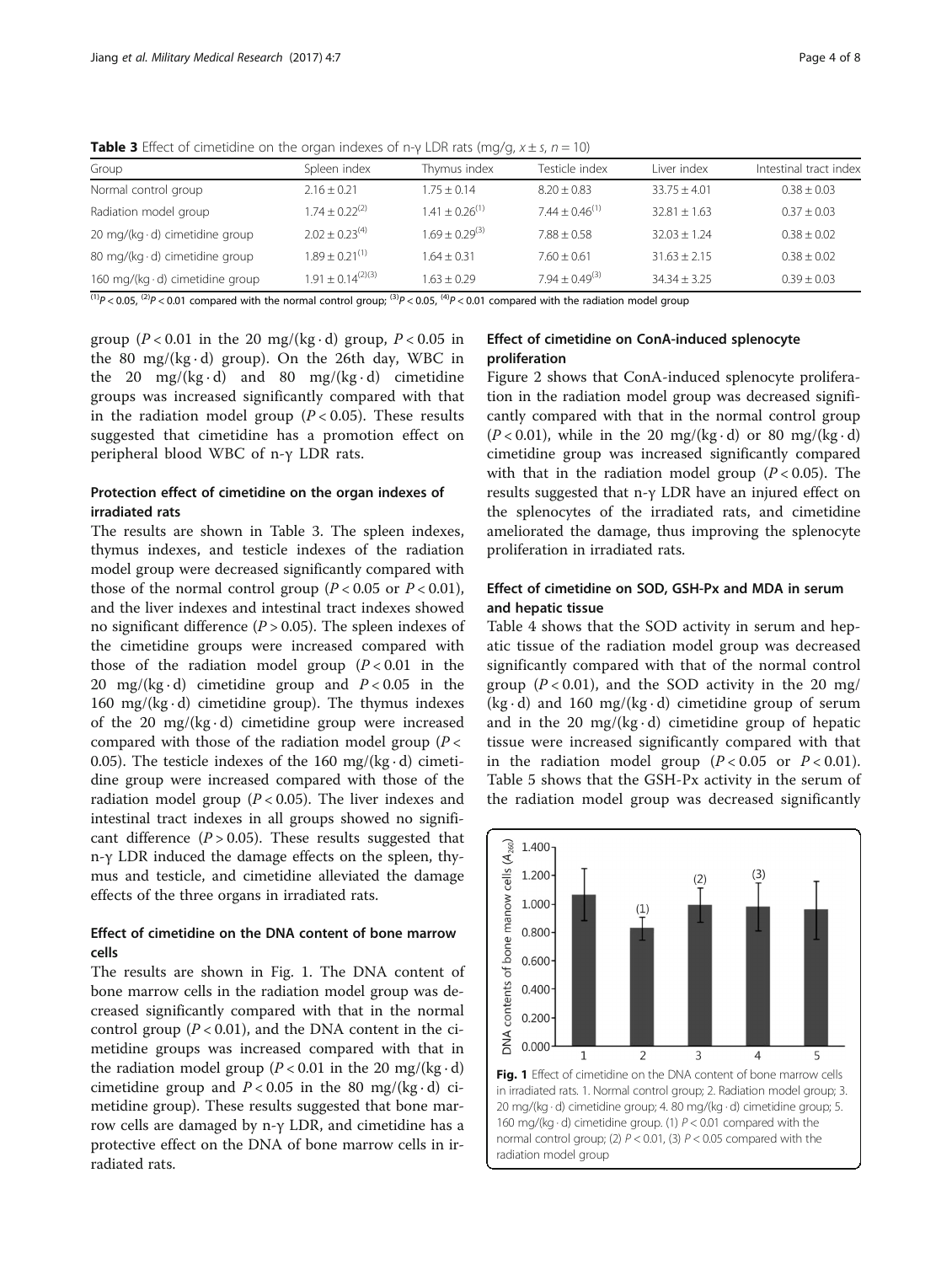**Table 3** Effect of cimetidine on the organ indexes of n-γ LDR rats (mg/g, $x \pm s$, $n = 10$)

| Group | Spleen index | Thymus index | Testicle index | Liver index | Intestinal tract index |
|---|---|---|---|---|---|
| Normal control group | 2.16 ± 0.21 | 1.75 ± 0.14 | 8.20 ± 0.83 | 33.75 ± 4.01 | 0.38 ± 0.03 |
| Radiation model group | 1.74 ± 0.22[(2)] | 1.41 ± 0.26[(1)] | 7.44 ± 0.46[(1)] | 32.81 ± 1.63 | 0.37 ± 0.03 |
| 20 mg/(kg · d) cimetidine group | 2.02 ± 0.23[(4)] | 1.69 ± 0.29[(3)] | 7.88 ± 0.58 | 32.03 ± 1.24 | 0.38 ± 0.02 |
| 80 mg/(kg · d) cimetidine group | 1.89 ± 0.21[(1)] | 1.64 ± 0.31 | 7.60 ± 0.61 | 31.63 ± 2.15 | 0.38 ± 0.02 |
| 160 mg/(kg · d) cimetidine group | 1.91 ± 0.14[(2)(3)] | 1.63 ± 0.29 | 7.94 ± 0.49[(3)] | 34.34 ± 3.25 | 0.39 ± 0.03 |

[(1)] $P < 0.05$, [(2)] $P < 0.01$ compared with the normal control group; [(3)] $P < 0.05$, [(4)] $P < 0.01$ compared with the radiation model group

group ($P < 0.01$ in the 20 mg/(kg · d) group, $P < 0.05$ in the 80 mg/(kg · d) group). On the 26th day, WBC in the 20 mg/(kg · d) and 80 mg/(kg · d) cimetidine groups was increased significantly compared with that in the radiation model group ($P < 0.05$). These results suggested that cimetidine has a promotion effect on peripheral blood WBC of n-γ LDR rats.

## Protection effect of cimetidine on the organ indexes of irradiated rats

The results are shown in Table 3. The spleen indexes, thymus indexes, and testicle indexes of the radiation model group were decreased significantly compared with those of the normal control group ($P < 0.05$ or $P < 0.01$), and the liver indexes and intestinal tract indexes showed no significant difference ($P > 0.05$). The spleen indexes of the cimetidine groups were increased compared with those of the radiation model group ($P < 0.01$ in the 20 mg/(kg · d) cimetidine group and $P < 0.05$ in the 160 mg/(kg · d) cimetidine group). The thymus indexes of the 20 mg/(kg · d) cimetidine group were increased compared with those of the radiation model group ($P <$ 0.05). The testicle indexes of the 160 mg/(kg · d) cimetidine group were increased compared with those of the radiation model group ($P < 0.05$). The liver indexes and intestinal tract indexes in all groups showed no significant difference ($P > 0.05$). These results suggested that n-γ LDR induced the damage effects on the spleen, thymus and testicle, and cimetidine alleviated the damage effects of the three organs in irradiated rats.

## Effect of cimetidine on the DNA content of bone marrow cells

The results are shown in Fig. 1. The DNA content of bone marrow cells in the radiation model group was decreased significantly compared with that in the normal control group ($P < 0.01$), and the DNA content in the cimetidine groups was increased compared with that in the radiation model group ($P < 0.01$ in the 20 mg/(kg · d) cimetidine group and $P < 0.05$ in the 80 mg/(kg · d) cimetidine group). These results suggested that bone marrow cells are damaged by n-γ LDR, and cimetidine has a protective effect on the DNA of bone marrow cells in irradiated rats.

## Effect of cimetidine on ConA-induced splenocyte proliferation

Figure 2 shows that ConA-induced splenocyte proliferation in the radiation model group was decreased significantly compared with that in the normal control group ($P < 0.01$), while in the 20 mg/(kg · d) or 80 mg/(kg · d) cimetidine group was increased significantly compared with that in the radiation model group ($P < 0.05$). The results suggested that n-γ LDR have an injured effect on the splenocytes of the irradiated rats, and cimetidine ameliorated the damage, thus improving the splenocyte proliferation in irradiated rats.

## Effect of cimetidine on SOD, GSH-Px and MDA in serum and hepatic tissue

Table 4 shows that the SOD activity in serum and hepatic tissue of the radiation model group was decreased significantly compared with that of the normal control group ($P < 0.01$), and the SOD activity in the 20 mg/(kg · d) and 160 mg/(kg · d) cimetidine group of serum and in the 20 mg/(kg · d) cimetidine group of hepatic tissue were increased significantly compared with that in the radiation model group ($P < 0.05$ or $P < 0.01$). Table 5 shows that the GSH-Px activity in the serum of the radiation model group was decreased significantly

**Fig. 1** Effect of cimetidine on the DNA content of bone marrow cells in irradiated rats. 1. Normal control group; 2. Radiation model group; 3. 20 mg/(kg · d) cimetidine group; 4. 80 mg/(kg · d) cimetidine group; 5. 160 mg/(kg · d) cimetidine group. (1) $P < 0.01$ compared with the normal control group; (2) $P < 0.01$, (3) $P < 0.05$ compared with the radiation model group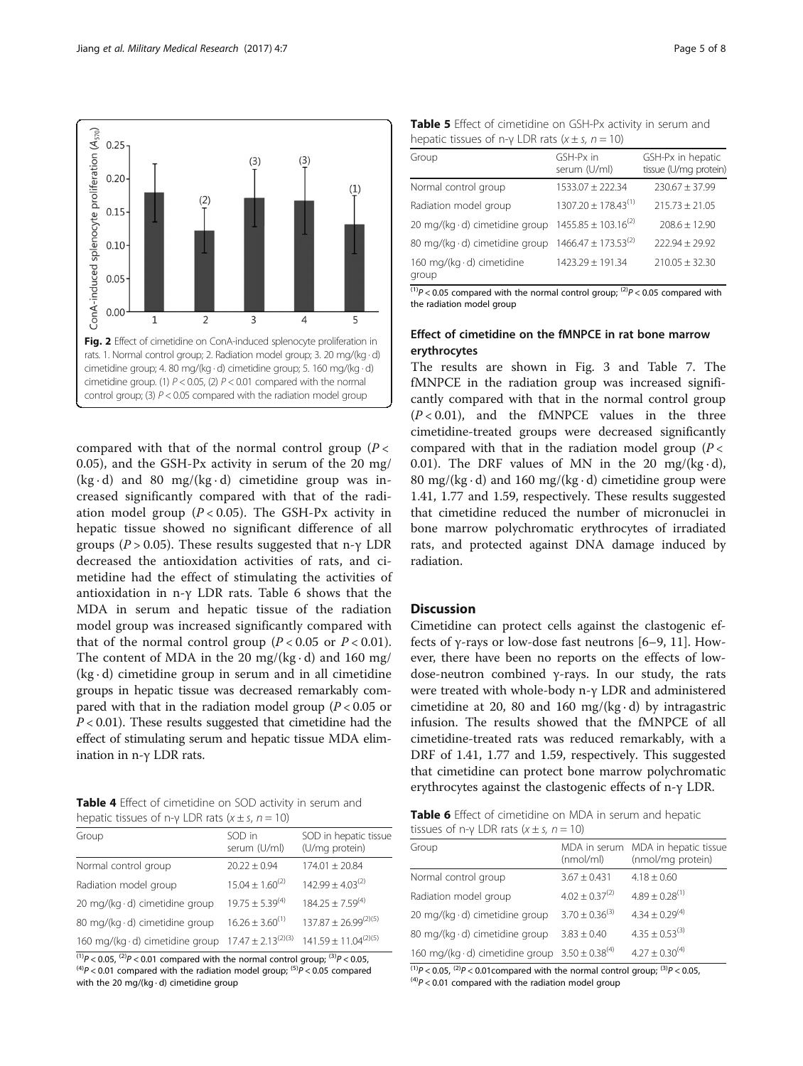Fig. 2 Effect of cimetidine on ConA-induced splenocyte proliferation in rats. 1. Normal control group; 2. Radiation model group; 3. 20 mg/(kg · d) cimetidine group; 4. 80 mg/(kg · d) cimetidine group; 5. 160 mg/(kg · d) cimetidine group. (1) $P < 0.05$, (2) $P < 0.01$ compared with the normal control group; (3) $P < 0.05$ compared with the radiation model group

compared with that of the normal control group ($P < 0.05$), and the GSH-Px activity in serum of the 20 mg/(kg · d) and 80 mg/(kg · d) cimetidine group was increased significantly compared with that of the radiation model group ($P < 0.05$). The GSH-Px activity in hepatic tissue showed no significant difference of all groups ($P > 0.05$). These results suggested that n-γ LDR decreased the antioxidation activities of rats, and cimetidine had the effect of stimulating the activities of antioxidation in n-γ LDR rats. Table 6 shows that the MDA in serum and hepatic tissue of the radiation model group was increased significantly compared with that of the normal control group ($P < 0.05$ or $P < 0.01$). The content of MDA in the 20 mg/(kg · d) and 160 mg/(kg · d) cimetidine group in serum and in all cimetidine groups in hepatic tissue was decreased remarkably compared with that in the radiation model group ($P < 0.05$ or $P < 0.01$). These results suggested that cimetidine had the effect of stimulating serum and hepatic tissue MDA elimination in n-γ LDR rats.

**Table 4** Effect of cimetidine on SOD activity in serum and hepatic tissues of n-γ LDR rats ($x \pm s$, $n = 10$)

| Group | SOD in serum (U/ml) | SOD in hepatic tissue (U/mg protein) |
|---|---|---|
| Normal control group | 20.22 ± 0.94 | 174.01 ± 20.84 |
| Radiation model group | 15.04 ± 1.60[(2)] | 142.99 ± 4.03[(2)] |
| 20 mg/(kg · d) cimetidine group | 19.75 ± 5.39[(4)] | 184.25 ± 7.59[(4)] |
| 80 mg/(kg · d) cimetidine group | 16.26 ± 3.60[(1)] | 137.87 ± 26.99[(2)(5)] |
| 160 mg/(kg · d) cimetidine group | 17.47 ± 2.13[(2)(3)] | 141.59 ± 11.04[(2)(5)] |

[(1)]$P < 0.05$, [(2)]$P < 0.01$ compared with the normal control group; [(3)]$P < 0.05$, [(4)]$P < 0.01$ compared with the radiation model group; [(5)]$P < 0.05$ compared with the 20 mg/(kg · d) cimetidine group

**Table 5** Effect of cimetidine on GSH-Px activity in serum and hepatic tissues of n-γ LDR rats ($x \pm s$, $n = 10$)

| Group | GSH-Px in serum (U/ml) | GSH-Px in hepatic tissue (U/mg protein) |
|---|---|---|
| Normal control group | 1533.07 ± 222.34 | 230.67 ± 37.99 |
| Radiation model group | 1307.20 ± 178.43[(1)] | 215.73 ± 21.05 |
| 20 mg/(kg · d) cimetidine group | 1455.85 ± 103.16[(2)] | 208.6 ± 12.90 |
| 80 mg/(kg · d) cimetidine group | 1466.47 ± 173.53[(2)] | 222.94 ± 29.92 |
| 160 mg/(kg · d) cimetidine group | 1423.29 ± 191.34 | 210.05 ± 32.30 |

[(1)]$P < 0.05$ compared with the normal control group; [(2)]$P < 0.05$ compared with the radiation model group

### Effect of cimetidine on the fMNPCE in rat bone marrow erythrocytes

The results are shown in Fig. 3 and Table 7. The fMNPCE in the radiation group was increased significantly compared with that in the normal control group ($P < 0.01$), and the fMNPCE values in the three cimetidine-treated groups were decreased significantly compared with that in the radiation model group ($P < 0.01$). The DRF values of MN in the 20 mg/(kg · d), 80 mg/(kg · d) and 160 mg/(kg · d) cimetidine group were 1.41, 1.77 and 1.59, respectively. These results suggested that cimetidine reduced the number of micronuclei in bone marrow polychromatic erythrocytes of irradiated rats, and protected against DNA damage induced by radiation.

## Discussion

Cimetidine can protect cells against the clastogenic effects of γ-rays or low-dose fast neutrons [6–9, 11]. However, there have been no reports on the effects of low-dose-neutron combined γ-rays. In our study, the rats were treated with whole-body n-γ LDR and administered cimetidine at 20, 80 and 160 mg/(kg · d) by intragastric infusion. The results showed that the fMNPCE of all cimetidine-treated rats was reduced remarkably, with a DRF of 1.41, 1.77 and 1.59, respectively. This suggested that cimetidine can protect bone marrow polychromatic erythrocytes against the clastogenic effects of n-γ LDR.

**Table 6** Effect of cimetidine on MDA in serum and hepatic tissues of n-γ LDR rats ($x \pm s$, $n = 10$)

| Group | MDA in serum (nmol/ml) | MDA in hepatic tissue (nmol/mg protein) |
|---|---|---|
| Normal control group | 3.67 ± 0.431 | 4.18 ± 0.60 |
| Radiation model group | 4.02 ± 0.37[(2)] | 4.89 ± 0.28[(1)] |
| 20 mg/(kg · d) cimetidine group | 3.70 ± 0.36[(3)] | 4.34 ± 0.29[(4)] |
| 80 mg/(kg · d) cimetidine group | 3.83 ± 0.40 | 4.35 ± 0.53[(3)] |
| 160 mg/(kg · d) cimetidine group | 3.50 ± 0.38[(4)] | 4.27 ± 0.30[(4)] |

[(1)]$P < 0.05$, [(2)]$P < 0.01$compared with the normal control group; [(3)]$P < 0.05$, [(4)]$P < 0.01$ compared with the radiation model group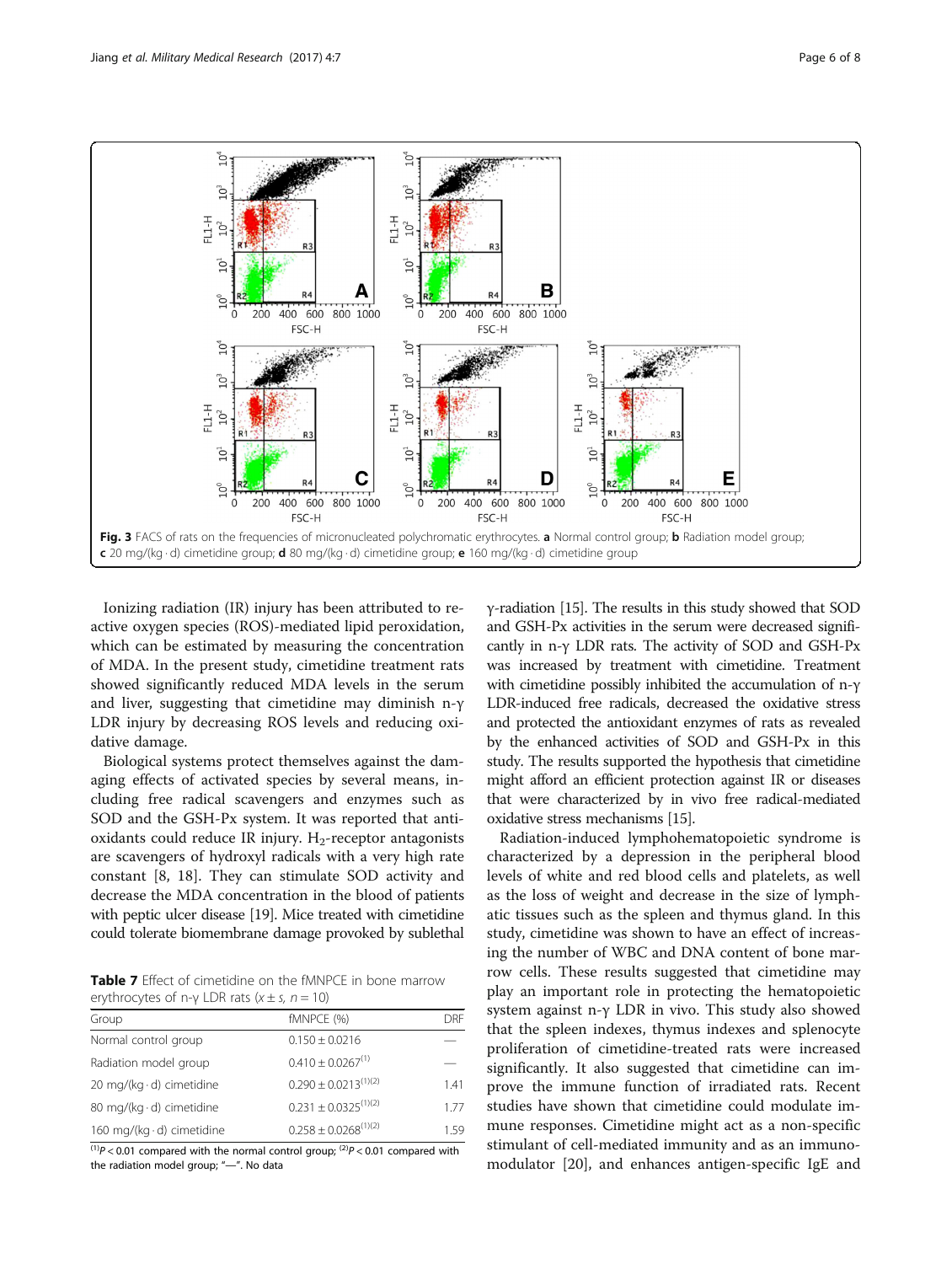Fig. 3 FACS of rats on the frequencies of micronucleated polychromatic erythrocytes. **a** Normal control group; **b** Radiation model group; **c** 20 mg/(kg · d) cimetidine group; **d** 80 mg/(kg · d) cimetidine group; **e** 160 mg/(kg · d) cimetidine group

Ionizing radiation (IR) injury has been attributed to reactive oxygen species (ROS)-mediated lipid peroxidation, which can be estimated by measuring the concentration of MDA. In the present study, cimetidine treatment rats showed significantly reduced MDA levels in the serum and liver, suggesting that cimetidine may diminish n-γ LDR injury by decreasing ROS levels and reducing oxidative damage.

Biological systems protect themselves against the damaging effects of activated species by several means, including free radical scavengers and enzymes such as SOD and the GSH-Px system. It was reported that antioxidants could reduce IR injury. $H_2$-receptor antagonists are scavengers of hydroxyl radicals with a very high rate constant [8, 18]. They can stimulate SOD activity and decrease the MDA concentration in the blood of patients with peptic ulcer disease [19]. Mice treated with cimetidine could tolerate biomembrane damage provoked by sublethal γ-radiation [15]. The results in this study showed that SOD and GSH-Px activities in the serum were decreased significantly in n-γ LDR rats. The activity of SOD and GSH-Px was increased by treatment with cimetidine. Treatment with cimetidine possibly inhibited the accumulation of n-γ LDR-induced free radicals, decreased the oxidative stress and protected the antioxidant enzymes of rats as revealed by the enhanced activities of SOD and GSH-Px in this study. The results supported the hypothesis that cimetidine might afford an efficient protection against IR or diseases that were characterized by in vivo free radical-mediated oxidative stress mechanisms [15].

**Table 7** Effect of cimetidine on the fMNPCE in bone marrow erythrocytes of n-γ LDR rats ($\bar{x} \pm s$, $n = 10$)

| Group | fMNPCE (%) | DRF |
|---|---|---|
| Normal control group | 0.150 ± 0.0216 | — |
| Radiation model group | 0.410 ± 0.0267[(1)] | — |
| 20 mg/(kg · d) cimetidine | 0.290 ± 0.0213[(1)(2)] | 1.41 |
| 80 mg/(kg · d) cimetidine | 0.231 ± 0.0325[(1)(2)] | 1.77 |
| 160 mg/(kg · d) cimetidine | 0.258 ± 0.0268[(1)(2)] | 1.59 |

[(1)] $P < 0.01$ compared with the normal control group; [(2)] $P < 0.01$ compared with the radiation model group; "—". No data

Radiation-induced lymphohematopoietic syndrome is characterized by a depression in the peripheral blood levels of white and red blood cells and platelets, as well as the loss of weight and decrease in the size of lymphatic tissues such as the spleen and thymus gland. In this study, cimetidine was shown to have an effect of increasing the number of WBC and DNA content of bone marrow cells. These results suggested that cimetidine may play an important role in protecting the hematopoietic system against n-γ LDR in vivo. This study also showed that the spleen indexes, thymus indexes and splenocyte proliferation of cimetidine-treated rats were increased significantly. It also suggested that cimetidine can improve the immune function of irradiated rats. Recent studies have shown that cimetidine could modulate immune responses. Cimetidine might act as a non-specific stimulant of cell-mediated immunity and as an immunomodulator [20], and enhances antigen-specific IgE and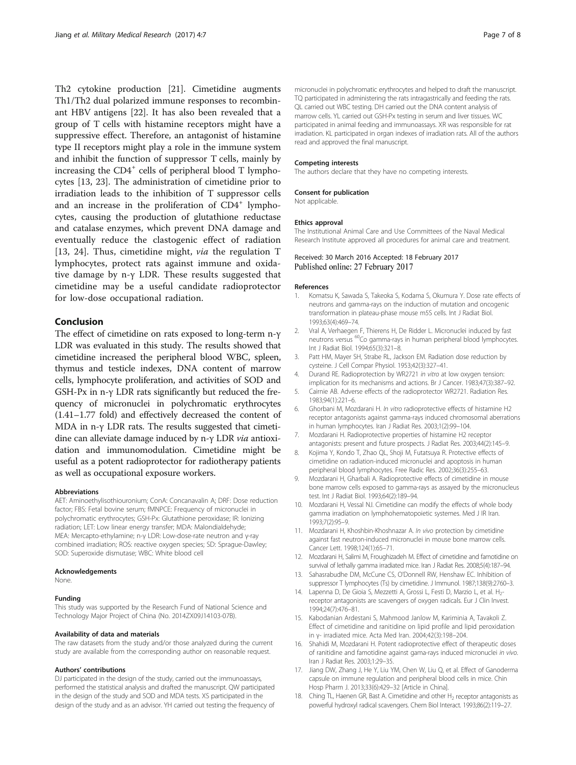Th2 cytokine production [21]. Cimetidine augments Th1/Th2 dual polarized immune responses to recombinant HBV antigens [22]. It has also been revealed that a group of T cells with histamine receptors might have a suppressive effect. Therefore, an antagonist of histamine type II receptors might play a role in the immune system and inhibit the function of suppressor T cells, mainly by increasing the $CD4^{+}$ cells of peripheral blood T lymphocytes [13, 23]. The administration of cimetidine prior to irradiation leads to the inhibition of T suppressor cells and an increase in the proliferation of $CD4^{+}$ lymphocytes, causing the production of glutathione reductase and catalase enzymes, which prevent DNA damage and eventually reduce the clastogenic effect of radiation [13, 24]. Thus, cimetidine might, *via* the regulation T lymphocytes, protect rats against immune and oxidative damage by n-γ LDR. These results suggested that cimetidine may be a useful candidate radioprotector for low-dose occupational radiation.

## Conclusion

The effect of cimetidine on rats exposed to long-term n-γ LDR was evaluated in this study. The results showed that cimetidine increased the peripheral blood WBC, spleen, thymus and testicle indexes, DNA content of marrow cells, lymphocyte proliferation, and activities of SOD and GSH-Px in n-γ LDR rats significantly but reduced the frequency of micronuclei in polychromatic erythrocytes (1.41–1.77 fold) and effectively decreased the content of MDA in n-γ LDR rats. The results suggested that cimetidine can alleviate damage induced by n-γ LDR *via* antioxidation and immunomodulation. Cimetidine might be useful as a potent radioprotector for radiotherapy patients as well as occupational exposure workers.

#### Abbreviations

AET: Aminoethylisothiouronium; ConA: Concanavalin A; DRF: Dose reduction factor; FBS: Fetal bovine serum; fMNPCE: Frequency of micronuclei in polychromatic erythrocytes; GSH-Px: Glutathione peroxidase; IR: Ionizing radiation; LET: Low linear energy transfer; MDA: Malondialdehyde; MEA: Mercapto-ethylamine; n-γ LDR: Low-dose-rate neutron and γ-ray combined irradiation; ROS: reactive oxygen species; SD: Sprague-Dawley; SOD: Superoxide dismutase; WBC: White blood cell

#### Acknowledgements

None.

#### Funding

This study was supported by the Research Fund of National Science and Technology Major Project of China (No. 2014ZX09J14103-07B).

#### Availability of data and materials

The raw datasets from the study and/or those analyzed during the current study are available from the corresponding author on reasonable request.

#### Authors' contributions

DJ participated in the design of the study, carried out the immunoassays, performed the statistical analysis and drafted the manuscript. QW participated in the design of the study and SOD and MDA tests. XS participated in the design of the study and as an advisor. YH carried out testing the frequency of micronuclei in polychromatic erythrocytes and helped to draft the manuscript. TQ participated in administering the rats intragastrically and feeding the rats. QL carried out WBC testing. DH carried out the DNA content analysis of marrow cells. YL carried out GSH-Px testing in serum and liver tissues. WC participated in animal feeding and immunoassays. XR was responsible for rat irradiation. KL participated in organ indexes of irradiation rats. All of the authors read and approved the final manuscript.

#### Competing interests

The authors declare that they have no competing interests.

#### Consent for publication

Not applicable.

#### Ethics approval

The Institutional Animal Care and Use Committees of the Naval Medical Research Institute approved all procedures for animal care and treatment.

Received: 30 March 2016 Accepted: 18 February 2017
Published online: 27 February 2017

#### References

1. Komatsu K, Sawada S, Takeoka S, Kodama S, Okumura Y. Dose rate effects of neutrons and gamma-rays on the induction of mutation and oncogenic transformation in plateau-phase mouse m5S cells. Int J Radiat Biol. 1993;63(4):469–74.
2. Vral A, Verhaegen F, Thierens H, De Ridder L. Micronuclei induced by fast neutrons versus $^{60}$Co gamma-rays in human peripheral blood lymphocytes. Int J Radiat Biol. 1994;65(3):321–8.
3. Patt HM, Mayer SH, Strabe RL, Jackson EM. Radiation dose reduction by cysteine. J Cell Compar Physiol. 1953;42(3):327–41.
4. Durand RE. Radioprotection by WR2721 *in vitro* at low oxygen tension: implication for its mechanisms and actions. Br J Cancer. 1983;47(3):387–92.
5. Cairnie AB. Adverse effects of the radioprotector WR2721. Radiation Res. 1983;94(1):221–6.
6. Ghorbani M, Mozdarani H. *In vitro* radioprotective effects of histamine H2 receptor antagonists against gamma-rays induced chromosomal aberrations in human lymphocytes. Iran J Radiat Res. 2003;1(2):99–104.
7. Mozdarani H. Radioprotective properties of histamine H2 receptor antagonists: present and future prospects. J Radiat Res. 2003;44(2):145–9.
8. Kojima Y, Kondo T, Zhao QL, Shoji M, Futatsuya R. Protective effects of cimetidine on radiation-induced micronuclei and apoptosis in human peripheral blood lymphocytes. Free Radic Res. 2002;36(3):255–63.
9. Mozdarani H, Gharbali A. Radioprotective effects of cimetidine in mouse bone marrow cells exposed to gamma-rays as assayed by the micronucleus test. Int J Radiat Biol. 1993;64(2):189–94.
10. Mozdarani H, Vessal NJ. Cimetidine can modify the effects of whole body gamma irradiation on lymphohematopoietic systemes. Med J IR Iran. 1993;7(2):95–9.
11. Mozdarani H, Khoshbin-Khoshnazar A. *In vivo* protection by cimetidine against fast neutron-induced micronuclei in mouse bone marrow cells. Cancer Lett. 1998;124(1):65–71.
12. Mozdarani H, Salimi M, Froughizadeh M. Effect of cimetidine and famotidine on survival of lethally gamma irradiated mice. Iran J Radiat Res. 2008;5(4):187–94.
13. Sahasrabudhe DM, McCune CS, O'Donnell RW, Henshaw EC. Inhibition of suppressor T lymphocytes (Ts) by cimetidine. J Immunol. 1987;138(9):2760–3.
14. Lapenna D, De Gioia S, Mezzetti A, Grossi L, Festi D, Marzio L, et al. $H_2$-receptor antagonists are scavengers of oxygen radicals. Eur J Clin Invest. 1994;24(7):476–81.
15. Kabodanian Ardestani S, Mahmood Janlow M, Kariminia A, Tavakoli Z. Effect of cimetidine and ranitidine on lipid profile and lipid peroxidation in γ- irradiated mice. Acta Med Iran. 2004;42(3):198–204.
16. Shahidi M, Mozdarani H. Potent radioprotective effect of therapeutic doses of ranitidine and famotidine against gama-rays induced micronuclei *in vivo*. Iran J Radiat Res. 2003;1:29–35.
17. Jiang DW, Zhang J, He Y, Liu YM, Chen W, Liu Q, et al. Effect of Ganoderma capsule on immune regulation and peripheral blood cells in mice. Chin Hosp Pharm J. 2013;33(6):429–32 [Article in China].
18. Ching TL, Haenen GR, Bast A. Cimetidine and other $H_2$ receptor antagonists as powerful hydroxyl radical scavengers. Chem Biol Interact. 1993;86(2):119–27.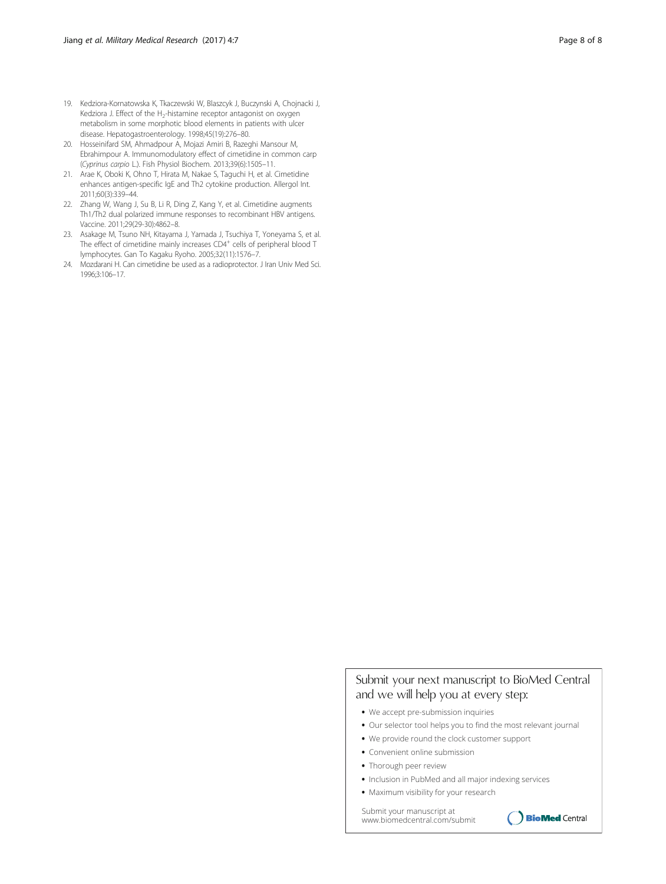19. Kedziora-Kornatowska K, Tkaczewski W, Blaszcyk J, Buczynski A, Chojnacki J, Kedziora J. Effect of the $H_2$-histamine receptor antagonist on oxygen metabolism in some morphotic blood elements in patients with ulcer disease. Hepatogastroenterology. 1998;45(19):276–80.
20. Hosseinifard SM, Ahmadpour A, Mojazi Amiri B, Razeghi Mansour M, Ebrahimpour A. Immunomodulatory effect of cimetidine in common carp (*Cyprinus carpio* L.). Fish Physiol Biochem. 2013;39(6):1505–11.
21. Arae K, Oboki K, Ohno T, Hirata M, Nakae S, Taguchi H, et al. Cimetidine enhances antigen-specific IgE and Th2 cytokine production. Allergol Int. 2011;60(3):339–44.
22. Zhang W, Wang J, Su B, Li R, Ding Z, Kang Y, et al. Cimetidine augments Th1/Th2 dual polarized immune responses to recombinant HBV antigens. Vaccine. 2011;29(29-30):4862–8.
23. Asakage M, Tsuno NH, Kitayama J, Yamada J, Tsuchiya T, Yoneyama S, et al. The effect of cimetidine mainly increases $CD4^+$ cells of peripheral blood T lymphocytes. Gan To Kagaku Ryoho. 2005;32(11):1576–7.
24. Mozdarani H. Can cimetidine be used as a radioprotector. J Iran Univ Med Sci. 1996;3:106–17.

Submit your next manuscript to BioMed Central and we will help you at every step:

- We accept pre-submission inquiries
- Our selector tool helps you to find the most relevant journal
- We provide round the clock customer support
- Convenient online submission
- Thorough peer review
- Inclusion in PubMed and all major indexing services
- Maximum visibility for your research

Submit your manuscript at
www.biomedcentral.com/submit

BioMed Central